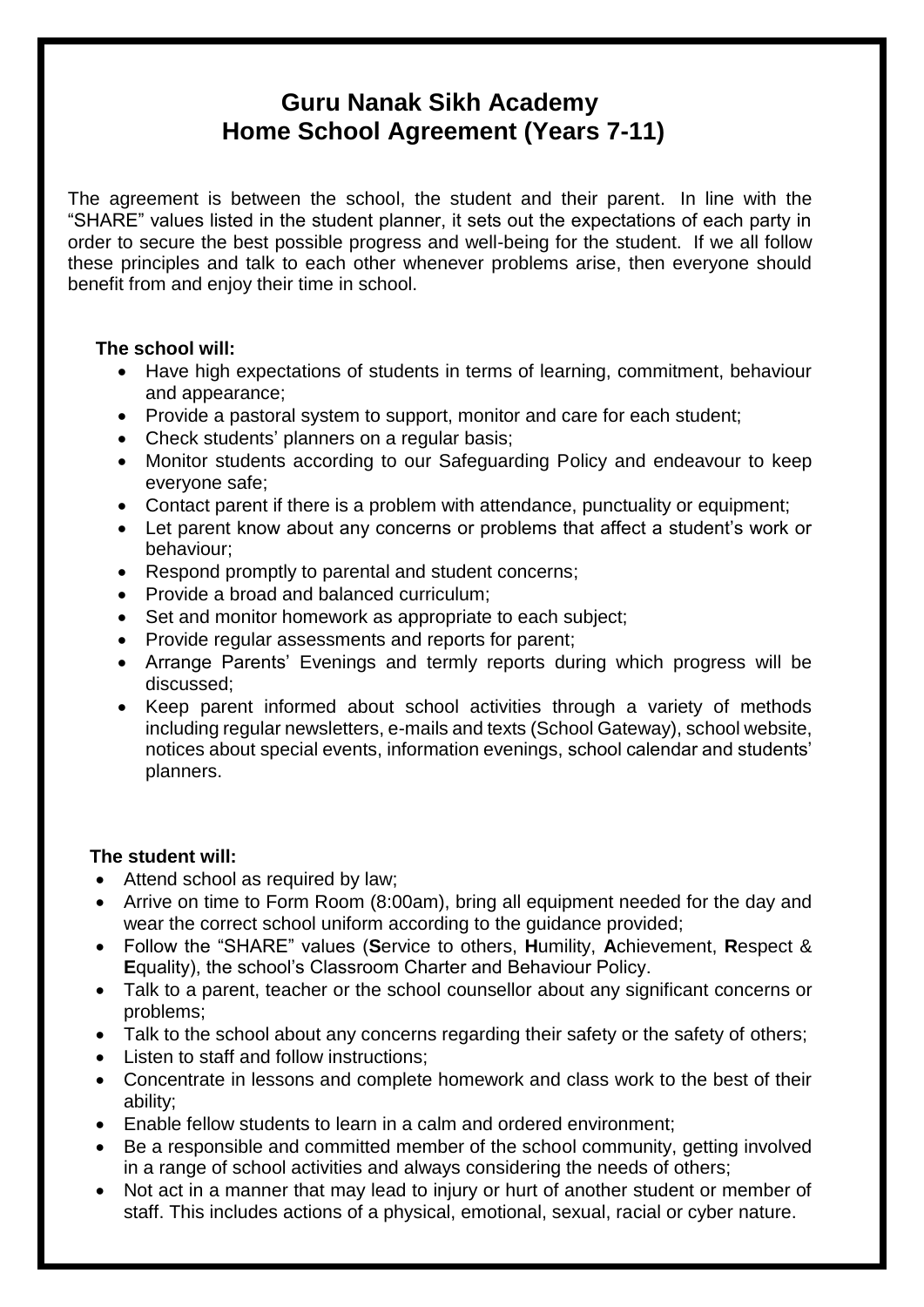# Guru Nanak Sikh Academy
# Home School Agreement (Years 7-11)

The agreement is between the school, the student and their parent. In line with the "SHARE" values listed in the student planner, it sets out the expectations of each party in order to secure the best possible progress and well-being for the student. If we all follow these principles and talk to each other whenever problems arise, then everyone should benefit from and enjoy their time in school.

**The school will:**

- Have high expectations of students in terms of learning, commitment, behaviour and appearance;
- Provide a pastoral system to support, monitor and care for each student;
- Check students' planners on a regular basis;
- Monitor students according to our Safeguarding Policy and endeavour to keep everyone safe;
- Contact parent if there is a problem with attendance, punctuality or equipment;
- Let parent know about any concerns or problems that affect a student's work or behaviour;
- Respond promptly to parental and student concerns;
- Provide a broad and balanced curriculum;
- Set and monitor homework as appropriate to each subject;
- Provide regular assessments and reports for parent;
- Arrange Parents' Evenings and termly reports during which progress will be discussed;
- Keep parent informed about school activities through a variety of methods including regular newsletters, e-mails and texts (School Gateway), school website, notices about special events, information evenings, school calendar and students' planners.

**The student will:**

- Attend school as required by law;
- Arrive on time to Form Room (8:00am), bring all equipment needed for the day and wear the correct school uniform according to the guidance provided;
- Follow the "SHARE" values (**S**ervice to others, **H**umility, **A**chievement, **R**espect & **E**quality), the school's Classroom Charter and Behaviour Policy.
- Talk to a parent, teacher or the school counsellor about any significant concerns or problems;
- Talk to the school about any concerns regarding their safety or the safety of others;
- Listen to staff and follow instructions;
- Concentrate in lessons and complete homework and class work to the best of their ability;
- Enable fellow students to learn in a calm and ordered environment;
- Be a responsible and committed member of the school community, getting involved in a range of school activities and always considering the needs of others;
- Not act in a manner that may lead to injury or hurt of another student or member of staff. This includes actions of a physical, emotional, sexual, racial or cyber nature.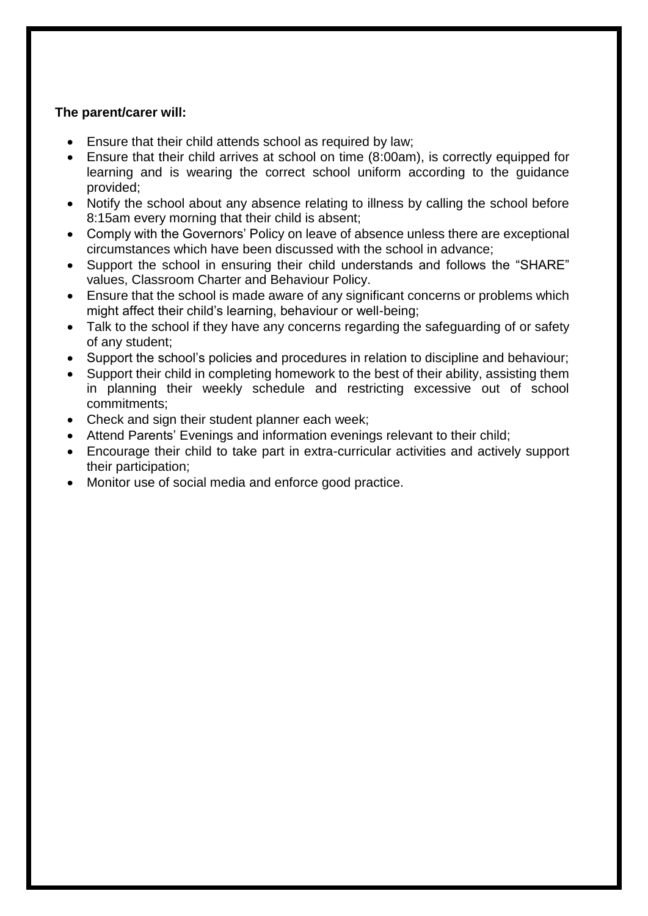**The parent/carer will:**

- Ensure that their child attends school as required by law;
- Ensure that their child arrives at school on time (8:00am), is correctly equipped for learning and is wearing the correct school uniform according to the guidance provided;
- Notify the school about any absence relating to illness by calling the school before 8:15am every morning that their child is absent;
- Comply with the Governors' Policy on leave of absence unless there are exceptional circumstances which have been discussed with the school in advance;
- Support the school in ensuring their child understands and follows the "SHARE" values, Classroom Charter and Behaviour Policy.
- Ensure that the school is made aware of any significant concerns or problems which might affect their child's learning, behaviour or well-being;
- Talk to the school if they have any concerns regarding the safeguarding of or safety of any student;
- Support the school's policies and procedures in relation to discipline and behaviour;
- Support their child in completing homework to the best of their ability, assisting them in planning their weekly schedule and restricting excessive out of school commitments;
- Check and sign their student planner each week;
- Attend Parents' Evenings and information evenings relevant to their child;
- Encourage their child to take part in extra-curricular activities and actively support their participation;
- Monitor use of social media and enforce good practice.